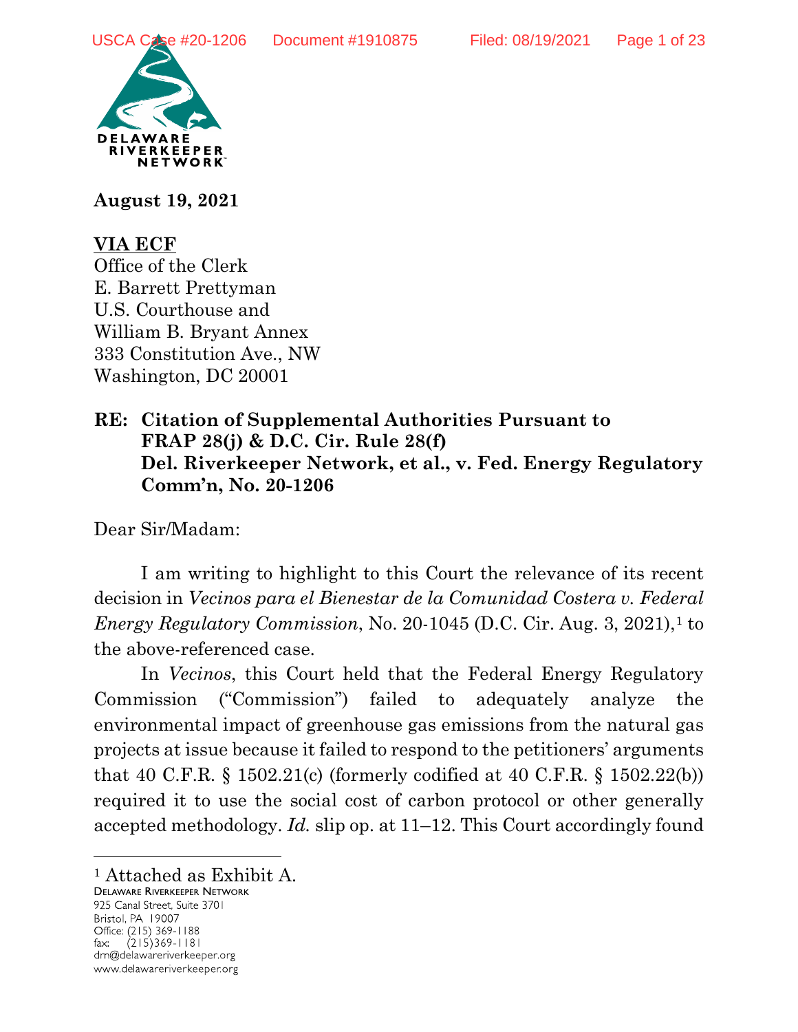DELAWARE RIVERKEEPER NETWORK

**August 19, 2021**

**VIA ECF**
Office of the Clerk
E. Barrett Prettyman
U.S. Courthouse and
William B. Bryant Annex
333 Constitution Ave., NW
Washington, DC 20001

**RE: Citation of Supplemental Authorities Pursuant to FRAP 28(j) & D.C. Cir. Rule 28(f)**
**Del. Riverkeeper Network, et al., v. Fed. Energy Regulatory Comm'n, No. 20-1206**

Dear Sir/Madam:

I am writing to highlight to this Court the relevance of its recent decision in *Vecinos para el Bienestar de la Comunidad Costera v. Federal Energy Regulatory Commission*, No. 20-1045 (D.C. Cir. Aug. 3, 2021),[1] to the above-referenced case.

In *Vecinos*, this Court held that the Federal Energy Regulatory Commission ("Commission") failed to adequately analyze the environmental impact of greenhouse gas emissions from the natural gas projects at issue because it failed to respond to the petitioners' arguments that 40 C.F.R. § 1502.21(c) (formerly codified at 40 C.F.R. § 1502.22(b)) required it to use the social cost of carbon protocol or other generally accepted methodology. *Id.* slip op. at 11–12. This Court accordingly found

[1] Attached as Exhibit A.

DELAWARE RIVERKEEPER NETWORK
925 Canal Street, Suite 3701
Bristol, PA 19007
Office: (215) 369-1188
fax: (215)369-1181
drn@delawareriverkeeper.org
www.delawareriverkeeper.org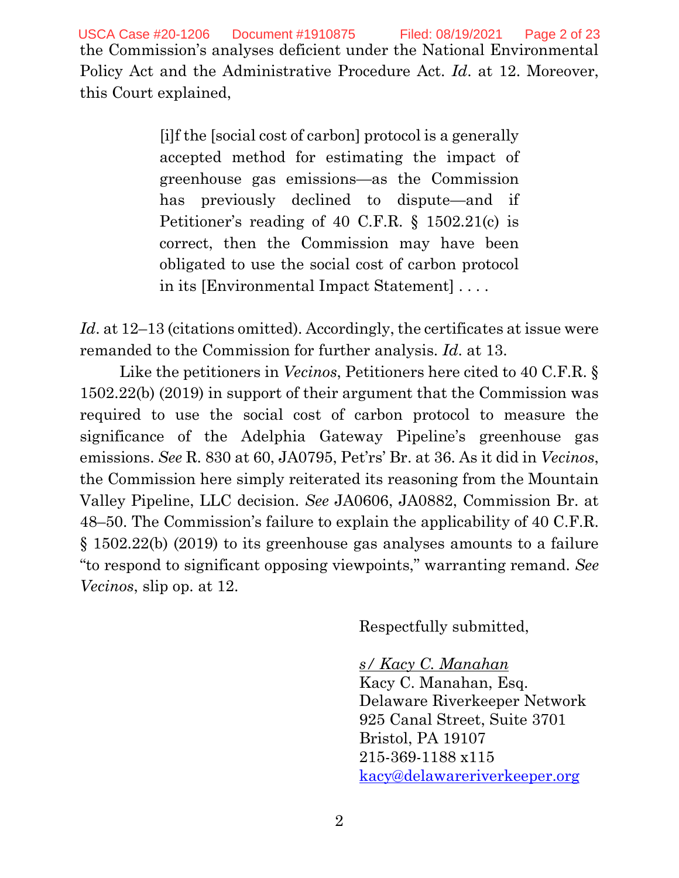the Commission's analyses deficient under the National Environmental Policy Act and the Administrative Procedure Act. *Id*. at 12. Moreover, this Court explained,

> [i]f the [social cost of carbon] protocol is a generally accepted method for estimating the impact of greenhouse gas emissions—as the Commission has previously declined to dispute—and if Petitioner's reading of 40 C.F.R. § 1502.21(c) is correct, then the Commission may have been obligated to use the social cost of carbon protocol in its [Environmental Impact Statement] . . . .

*Id*. at 12–13 (citations omitted). Accordingly, the certificates at issue were remanded to the Commission for further analysis. *Id*. at 13.

Like the petitioners in *Vecinos*, Petitioners here cited to 40 C.F.R. § 1502.22(b) (2019) in support of their argument that the Commission was required to use the social cost of carbon protocol to measure the significance of the Adelphia Gateway Pipeline's greenhouse gas emissions. *See* R. 830 at 60, JA0795, Pet'rs' Br. at 36. As it did in *Vecinos*, the Commission here simply reiterated its reasoning from the Mountain Valley Pipeline, LLC decision. *See* JA0606, JA0882, Commission Br. at 48–50. The Commission's failure to explain the applicability of 40 C.F.R. § 1502.22(b) (2019) to its greenhouse gas analyses amounts to a failure "to respond to significant opposing viewpoints," warranting remand. *See Vecinos*, slip op. at 12.

Respectfully submitted,

*s/ Kacy C. Manahan*
Kacy C. Manahan, Esq.
Delaware Riverkeeper Network
925 Canal Street, Suite 3701
Bristol, PA 19107
215-369-1188 x115
kacy@delawareriverkeeper.org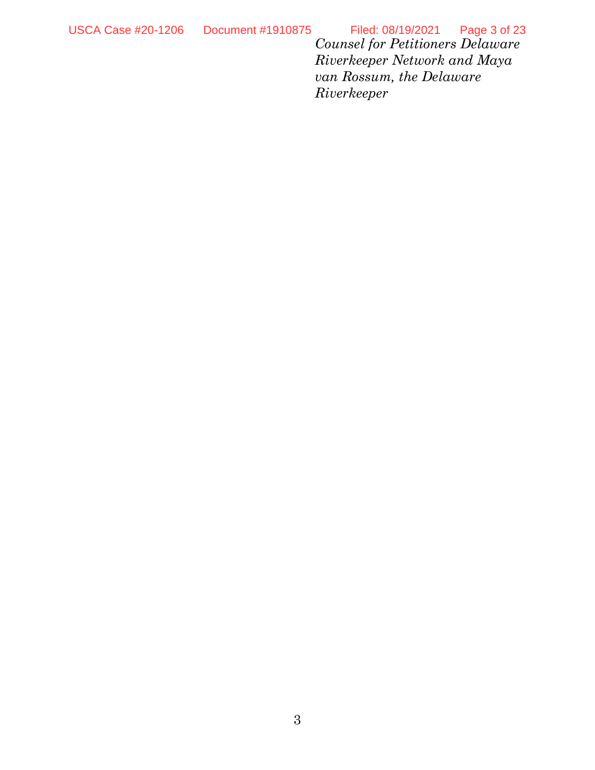*Counsel for Petitioners Delaware Riverkeeper Network and Maya van Rossum, the Delaware Riverkeeper*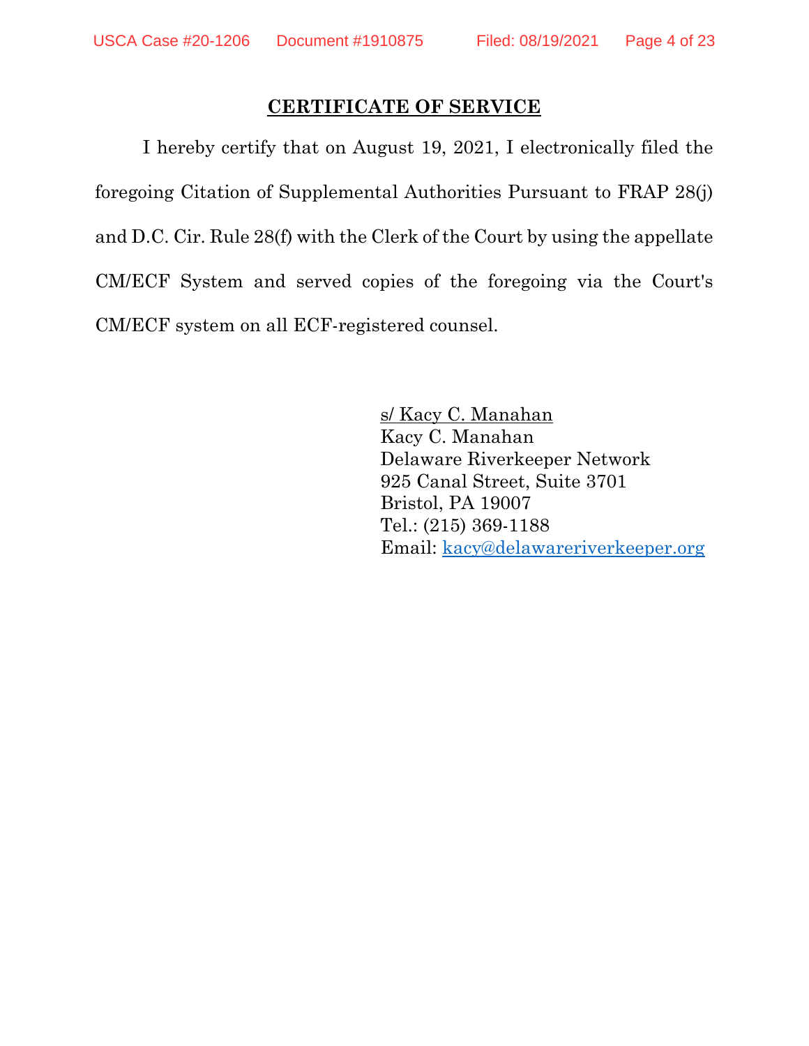## CERTIFICATE OF SERVICE

I hereby certify that on August 19, 2021, I electronically filed the foregoing Citation of Supplemental Authorities Pursuant to FRAP 28(j) and D.C. Cir. Rule 28(f) with the Clerk of the Court by using the appellate CM/ECF System and served copies of the foregoing via the Court's CM/ECF system on all ECF-registered counsel.

s/ Kacy C. Manahan
Kacy C. Manahan
Delaware Riverkeeper Network
925 Canal Street, Suite 3701
Bristol, PA 19007
Tel.: (215) 369-1188
Email: kacy@delawareriverkeeper.org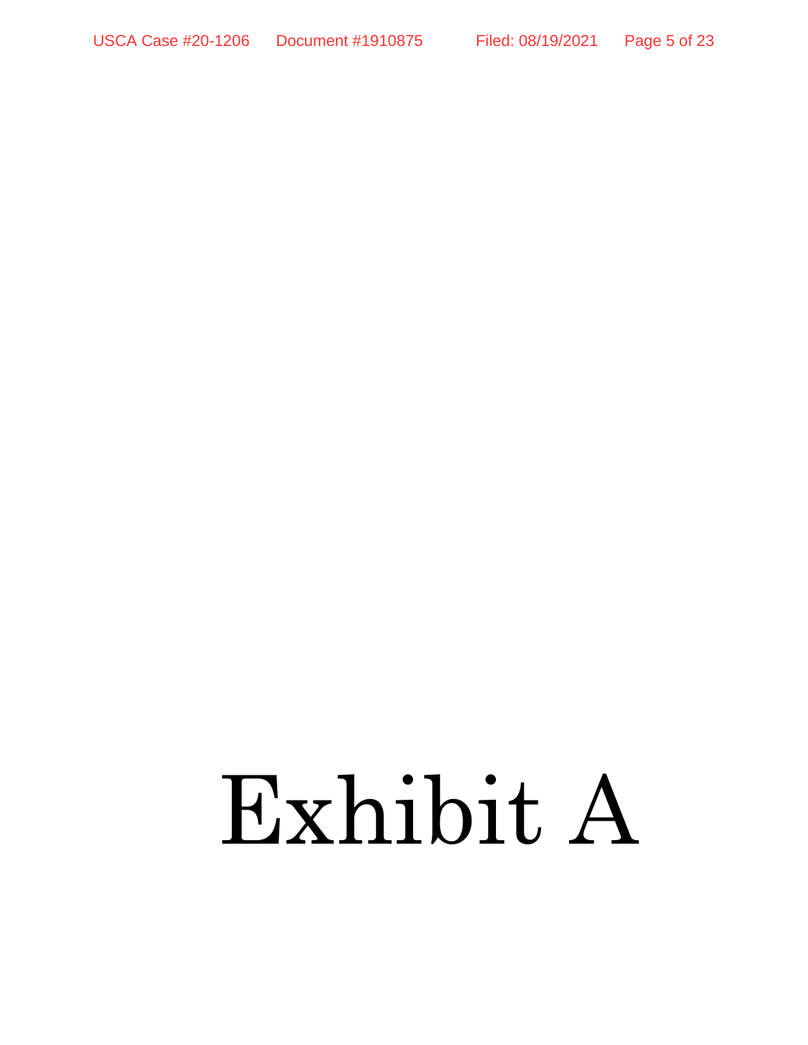# Exhibit A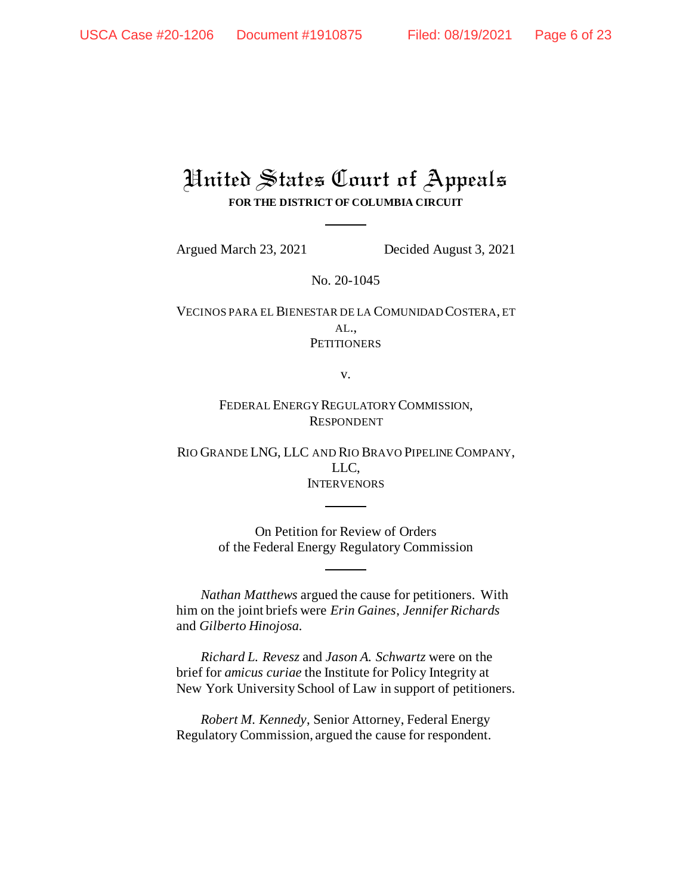# United States Court of Appeals

**FOR THE DISTRICT OF COLUMBIA CIRCUIT**

Argued March 23, 2021 Decided August 3, 2021

No. 20-1045

VECINOS PARA EL BIENESTAR DE LA COMUNIDAD COSTERA, ET AL.,
PETITIONERS

v.

FEDERAL ENERGY REGULATORY COMMISSION,
RESPONDENT

RIO GRANDE LNG, LLC AND RIO BRAVO PIPELINE COMPANY, LLC,
INTERVENORS

On Petition for Review of Orders
of the Federal Energy Regulatory Commission

*Nathan Matthews* argued the cause for petitioners. With him on the joint briefs were *Erin Gaines*, *Jennifer Richards* and *Gilberto Hinojosa.*

*Richard L. Revesz* and *Jason A. Schwartz* were on the brief for *amicus curiae* the Institute for Policy Integrity at New York University School of Law in support of petitioners.

*Robert M. Kennedy*, Senior Attorney, Federal Energy Regulatory Commission, argued the cause for respondent.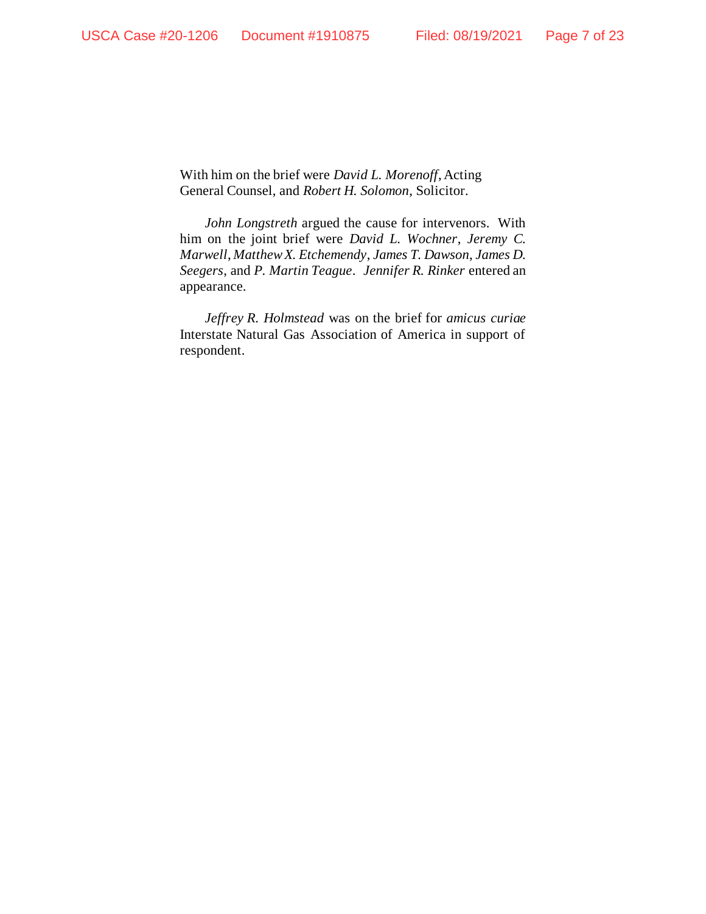With him on the brief were *David L. Morenoff*, Acting General Counsel, and *Robert H. Solomon*, Solicitor.

*John Longstreth* argued the cause for intervenors. With him on the joint brief were *David L. Wochner*, *Jeremy C. Marwell*, *Matthew X. Etchemendy*, *James T. Dawson*, *James D. Seegers*, and *P. Martin Teague*. *Jennifer R. Rinker* entered an appearance.

*Jeffrey R. Holmstead* was on the brief for *amicus curiae* Interstate Natural Gas Association of America in support of respondent.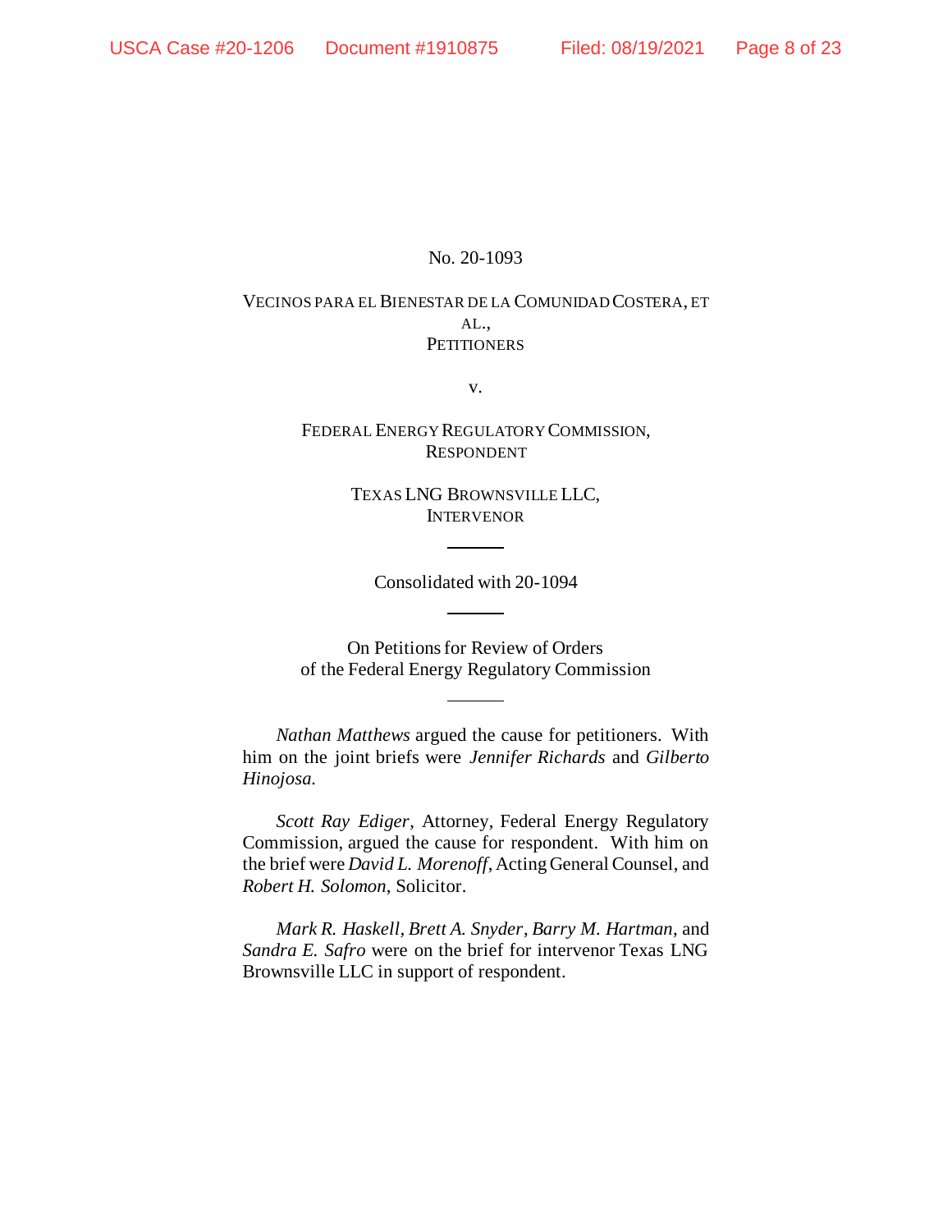No. 20-1093

VECINOS PARA EL BIENESTAR DE LA COMUNIDAD COSTERA, ET AL.,
PETITIONERS

v.

FEDERAL ENERGY REGULATORY COMMISSION,
RESPONDENT

TEXAS LNG BROWNSVILLE LLC,
INTERVENOR

---

Consolidated with 20-1094

---

On Petitions for Review of Orders
of the Federal Energy Regulatory Commission

---

*Nathan Matthews* argued the cause for petitioners. With him on the joint briefs were *Jennifer Richards* and *Gilberto Hinojosa*.

*Scott Ray Ediger*, Attorney, Federal Energy Regulatory Commission, argued the cause for respondent. With him on the brief were *David L. Morenoff*, Acting General Counsel, and *Robert H. Solomon*, Solicitor.

*Mark R. Haskell*, *Brett A. Snyder*, *Barry M. Hartman*, and *Sandra E. Safro* were on the brief for intervenor Texas LNG Brownsville LLC in support of respondent.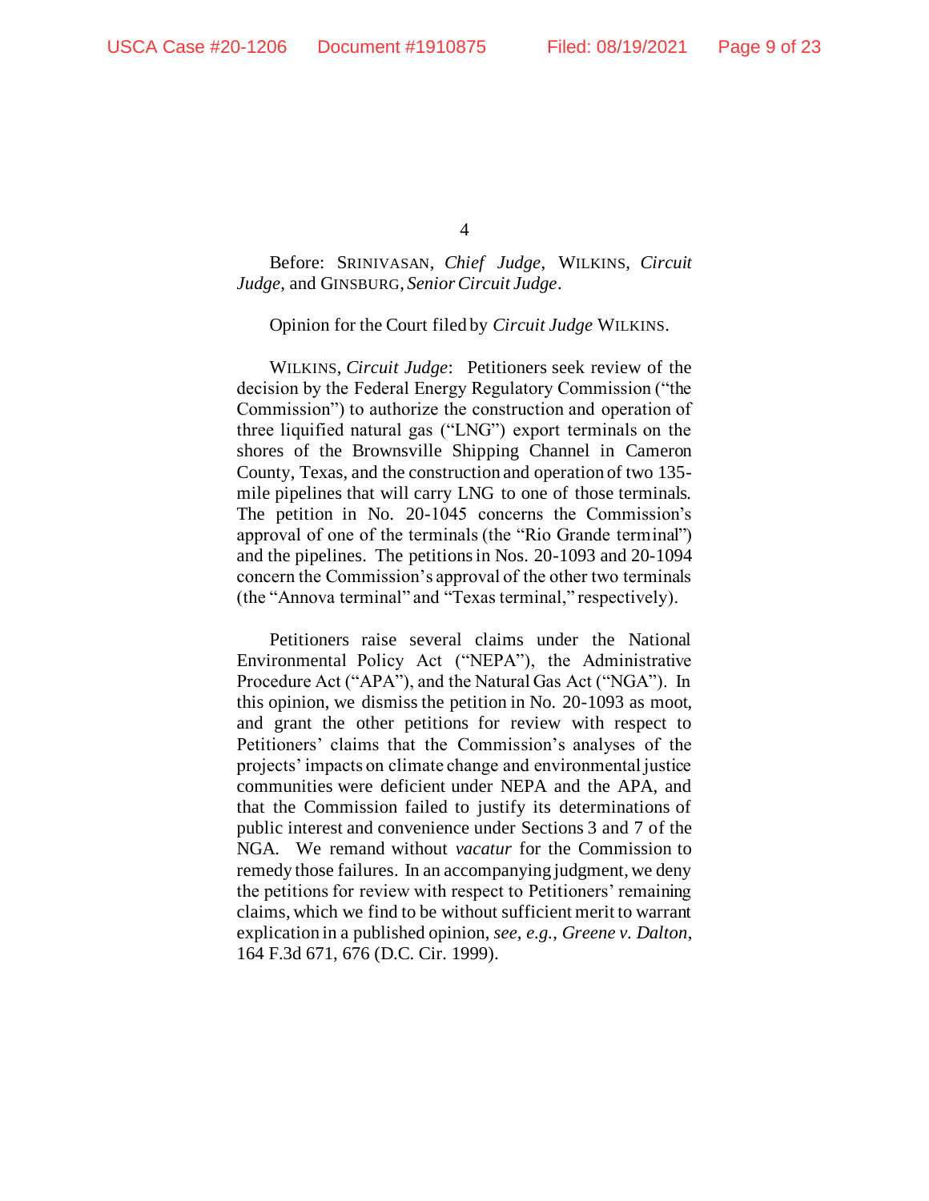Before: SRINIVASAN, *Chief Judge*, WILKINS, *Circuit Judge*, and GINSBURG, *Senior Circuit Judge*.

Opinion for the Court filed by *Circuit Judge* WILKINS.

WILKINS, *Circuit Judge*: Petitioners seek review of the decision by the Federal Energy Regulatory Commission ("the Commission") to authorize the construction and operation of three liquified natural gas ("LNG") export terminals on the shores of the Brownsville Shipping Channel in Cameron County, Texas, and the construction and operation of two 135-mile pipelines that will carry LNG to one of those terminals. The petition in No. 20-1045 concerns the Commission's approval of one of the terminals (the "Rio Grande terminal") and the pipelines. The petitions in Nos. 20-1093 and 20-1094 concern the Commission's approval of the other two terminals (the "Annova terminal" and "Texas terminal," respectively).

Petitioners raise several claims under the National Environmental Policy Act ("NEPA"), the Administrative Procedure Act ("APA"), and the Natural Gas Act ("NGA"). In this opinion, we dismiss the petition in No. 20-1093 as moot, and grant the other petitions for review with respect to Petitioners' claims that the Commission's analyses of the projects' impacts on climate change and environmental justice communities were deficient under NEPA and the APA, and that the Commission failed to justify its determinations of public interest and convenience under Sections 3 and 7 of the NGA. We remand without *vacatur* for the Commission to remedy those failures. In an accompanying judgment, we deny the petitions for review with respect to Petitioners' remaining claims, which we find to be without sufficient merit to warrant explication in a published opinion, *see, e.g.*, *Greene v. Dalton*, 164 F.3d 671, 676 (D.C. Cir. 1999).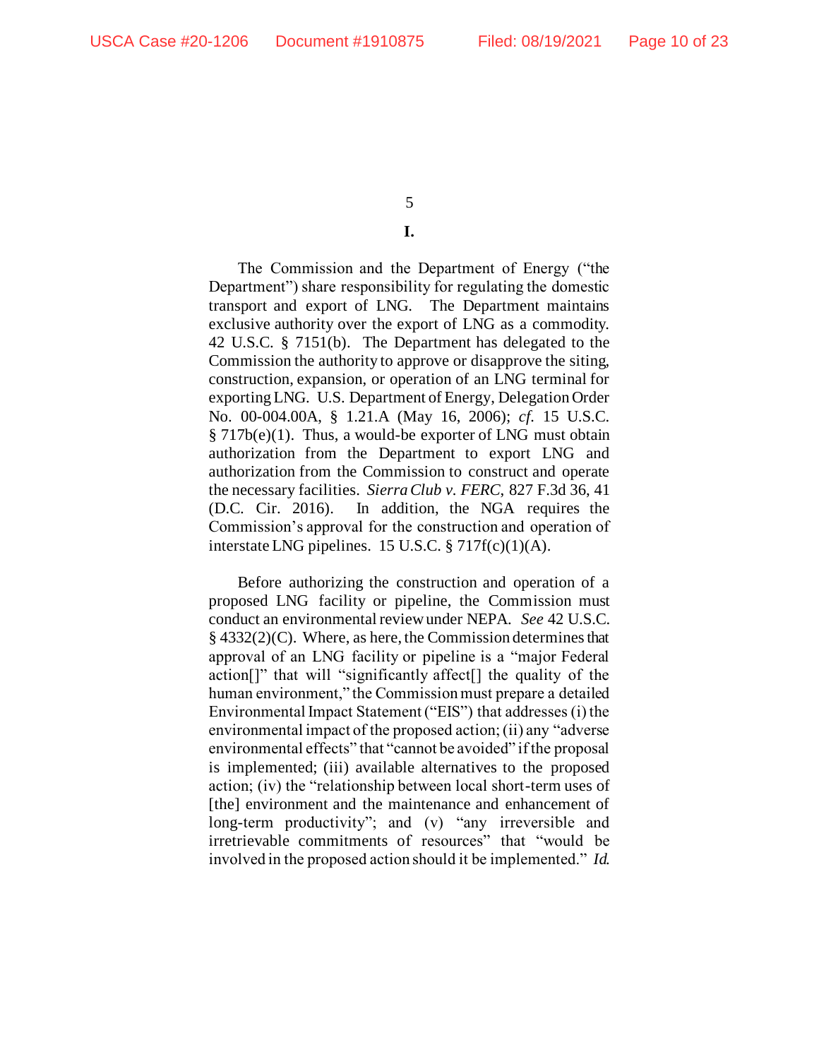# I.

The Commission and the Department of Energy ("the Department") share responsibility for regulating the domestic transport and export of LNG. The Department maintains exclusive authority over the export of LNG as a commodity. 42 U.S.C. § 7151(b). The Department has delegated to the Commission the authority to approve or disapprove the siting, construction, expansion, or operation of an LNG terminal for exporting LNG. U.S. Department of Energy, Delegation Order No. 00-004.00A, § 1.21.A (May 16, 2006); *cf.* 15 U.S.C. § 717b(e)(1). Thus, a would-be exporter of LNG must obtain authorization from the Department to export LNG and authorization from the Commission to construct and operate the necessary facilities. *Sierra Club v. FERC*, 827 F.3d 36, 41 (D.C. Cir. 2016). In addition, the NGA requires the Commission's approval for the construction and operation of interstate LNG pipelines. 15 U.S.C. § 717f(c)(1)(A).

Before authorizing the construction and operation of a proposed LNG facility or pipeline, the Commission must conduct an environmental review under NEPA. *See* 42 U.S.C. § 4332(2)(C). Where, as here, the Commission determines that approval of an LNG facility or pipeline is a "major Federal action[]" that will "significantly affect[] the quality of the human environment," the Commission must prepare a detailed Environmental Impact Statement ("EIS") that addresses (i) the environmental impact of the proposed action; (ii) any "adverse environmental effects" that "cannot be avoided" if the proposal is implemented; (iii) available alternatives to the proposed action; (iv) the "relationship between local short-term uses of [the] environment and the maintenance and enhancement of long-term productivity"; and (v) "any irreversible and irretrievable commitments of resources" that "would be involved in the proposed action should it be implemented." *Id.*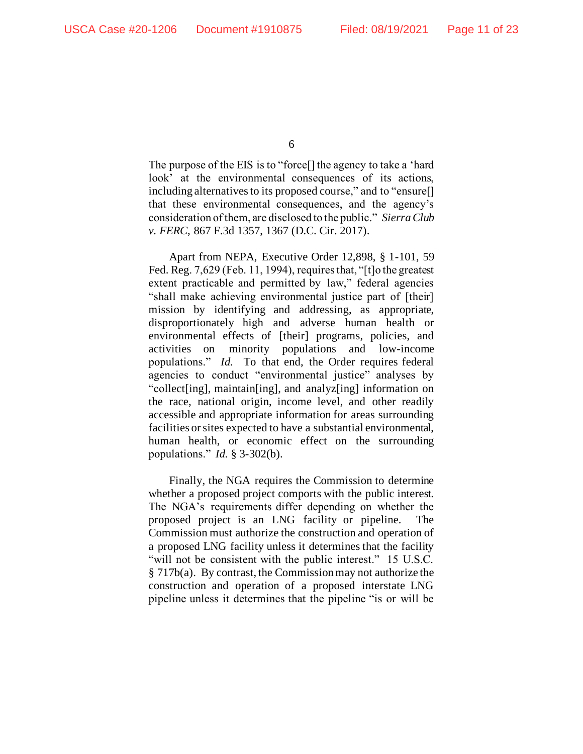The purpose of the EIS is to "force[] the agency to take a 'hard look' at the environmental consequences of its actions, including alternatives to its proposed course," and to "ensure[] that these environmental consequences, and the agency's consideration of them, are disclosed to the public." *Sierra Club v. FERC*, 867 F.3d 1357, 1367 (D.C. Cir. 2017).

Apart from NEPA, Executive Order 12,898, § 1-101, 59 Fed. Reg. 7,629 (Feb. 11, 1994), requires that, "[t]o the greatest extent practicable and permitted by law," federal agencies "shall make achieving environmental justice part of [their] mission by identifying and addressing, as appropriate, disproportionately high and adverse human health or environmental effects of [their] programs, policies, and activities on minority populations and low-income populations." *Id.* To that end, the Order requires federal agencies to conduct "environmental justice" analyses by "collect[ing], maintain[ing], and analyz[ing] information on the race, national origin, income level, and other readily accessible and appropriate information for areas surrounding facilities or sites expected to have a substantial environmental, human health, or economic effect on the surrounding populations." *Id.* § 3-302(b).

Finally, the NGA requires the Commission to determine whether a proposed project comports with the public interest. The NGA's requirements differ depending on whether the proposed project is an LNG facility or pipeline. The Commission must authorize the construction and operation of a proposed LNG facility unless it determines that the facility "will not be consistent with the public interest." 15 U.S.C. § 717b(a). By contrast, the Commission may not authorize the construction and operation of a proposed interstate LNG pipeline unless it determines that the pipeline "is or will be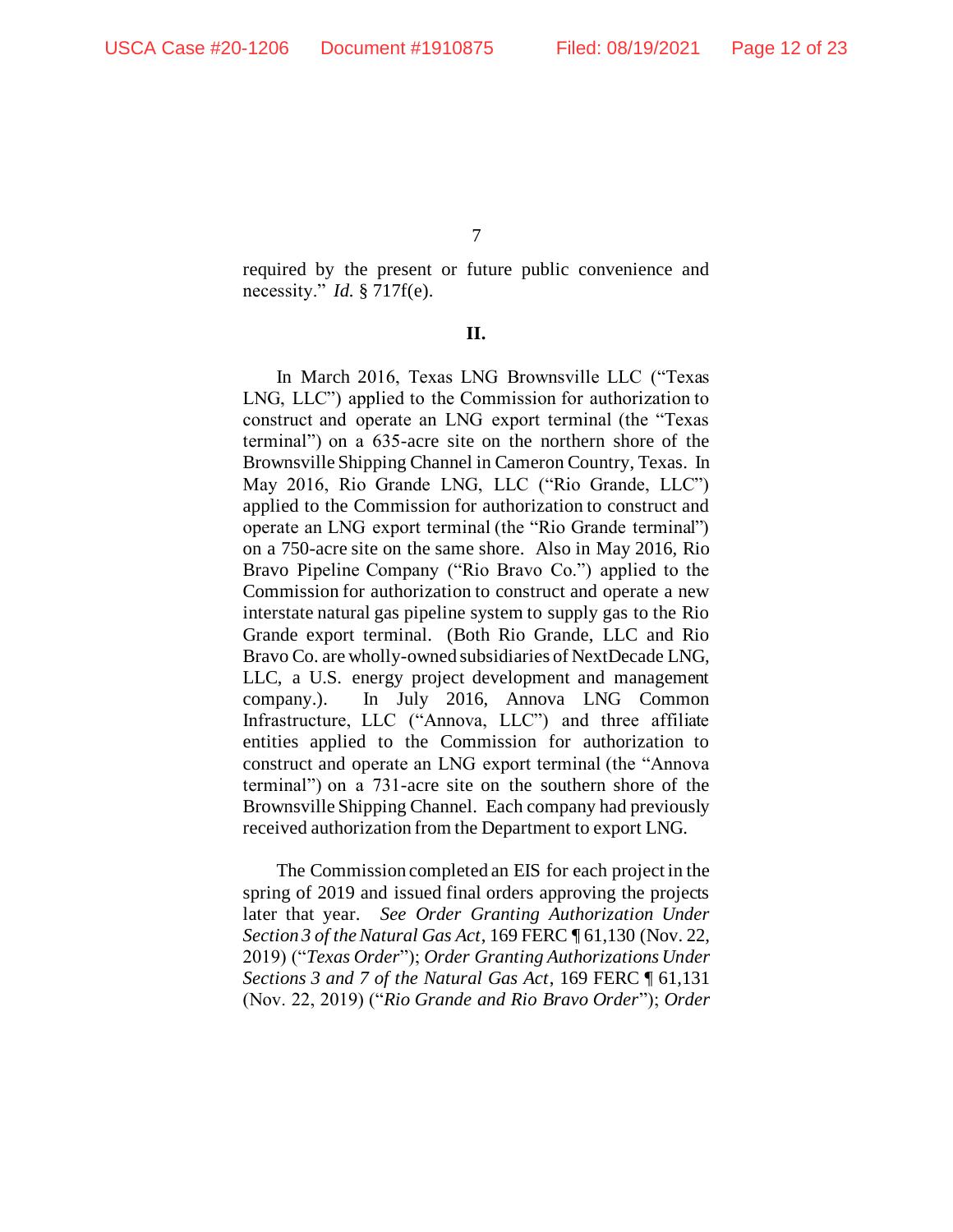required by the present or future public convenience and necessity." *Id.* § 717f(e).

## II.

In March 2016, Texas LNG Brownsville LLC ("Texas LNG, LLC") applied to the Commission for authorization to construct and operate an LNG export terminal (the "Texas terminal") on a 635-acre site on the northern shore of the Brownsville Shipping Channel in Cameron Country, Texas. In May 2016, Rio Grande LNG, LLC ("Rio Grande, LLC") applied to the Commission for authorization to construct and operate an LNG export terminal (the "Rio Grande terminal") on a 750-acre site on the same shore. Also in May 2016, Rio Bravo Pipeline Company ("Rio Bravo Co.") applied to the Commission for authorization to construct and operate a new interstate natural gas pipeline system to supply gas to the Rio Grande export terminal. (Both Rio Grande, LLC and Rio Bravo Co. are wholly-owned subsidiaries of NextDecade LNG, LLC, a U.S. energy project development and management company.). In July 2016, Annova LNG Common Infrastructure, LLC ("Annova, LLC") and three affiliate entities applied to the Commission for authorization to construct and operate an LNG export terminal (the "Annova terminal") on a 731-acre site on the southern shore of the Brownsville Shipping Channel. Each company had previously received authorization from the Department to export LNG.

The Commission completed an EIS for each project in the spring of 2019 and issued final orders approving the projects later that year. *See Order Granting Authorization Under Section 3 of the Natural Gas Act*, 169 FERC ¶ 61,130 (Nov. 22, 2019) ("*Texas Order*"); *Order Granting Authorizations Under Sections 3 and 7 of the Natural Gas Act*, 169 FERC ¶ 61,131 (Nov. 22, 2019) ("*Rio Grande and Rio Bravo Order*"); *Order*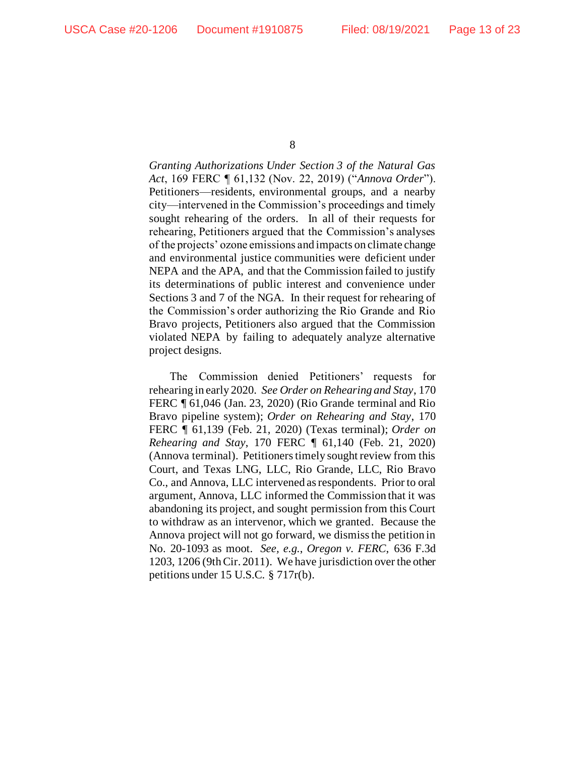*Granting Authorizations Under Section 3 of the Natural Gas Act*, 169 FERC ¶ 61,132 (Nov. 22, 2019) ("*Annova Order*"). Petitioners—residents, environmental groups, and a nearby city—intervened in the Commission's proceedings and timely sought rehearing of the orders. In all of their requests for rehearing, Petitioners argued that the Commission's analyses of the projects' ozone emissions and impacts on climate change and environmental justice communities were deficient under NEPA and the APA, and that the Commission failed to justify its determinations of public interest and convenience under Sections 3 and 7 of the NGA. In their request for rehearing of the Commission's order authorizing the Rio Grande and Rio Bravo projects, Petitioners also argued that the Commission violated NEPA by failing to adequately analyze alternative project designs.

The Commission denied Petitioners' requests for rehearing in early 2020. *See Order on Rehearing and Stay*, 170 FERC ¶ 61,046 (Jan. 23, 2020) (Rio Grande terminal and Rio Bravo pipeline system); *Order on Rehearing and Stay*, 170 FERC ¶ 61,139 (Feb. 21, 2020) (Texas terminal); *Order on Rehearing and Stay*, 170 FERC ¶ 61,140 (Feb. 21, 2020) (Annova terminal). Petitioners timely sought review from this Court, and Texas LNG, LLC, Rio Grande, LLC, Rio Bravo Co., and Annova, LLC intervened as respondents. Prior to oral argument, Annova, LLC informed the Commission that it was abandoning its project, and sought permission from this Court to withdraw as an intervenor, which we granted. Because the Annova project will not go forward, we dismiss the petition in No. 20-1093 as moot. *See, e.g.*, *Oregon v. FERC*, 636 F.3d 1203, 1206 (9th Cir. 2011). We have jurisdiction over the other petitions under 15 U.S.C. § 717r(b).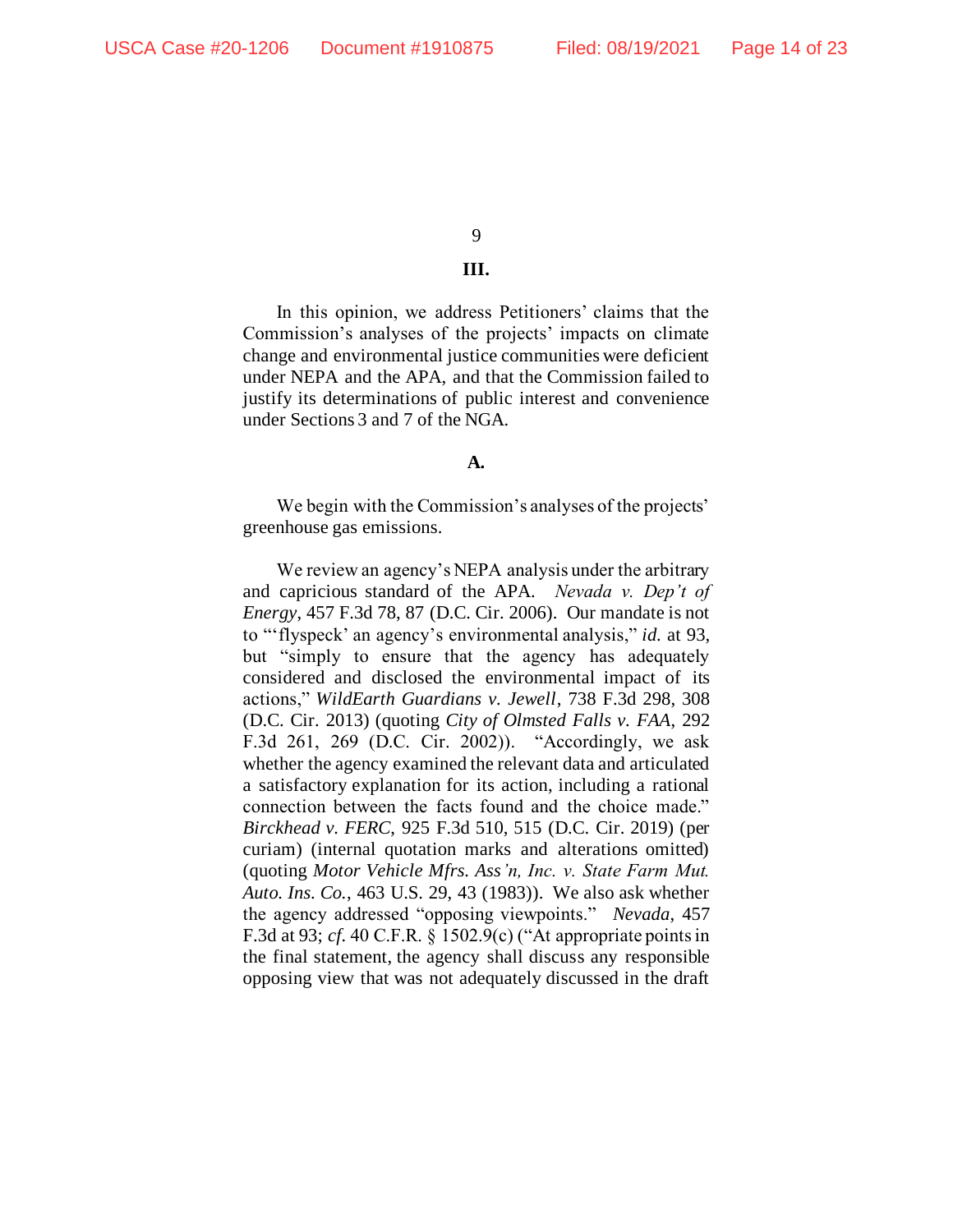### III.

In this opinion, we address Petitioners' claims that the Commission's analyses of the projects' impacts on climate change and environmental justice communities were deficient under NEPA and the APA, and that the Commission failed to justify its determinations of public interest and convenience under Sections 3 and 7 of the NGA.

#### A.

We begin with the Commission's analyses of the projects' greenhouse gas emissions.

We review an agency's NEPA analysis under the arbitrary and capricious standard of the APA. *Nevada v. Dep't of Energy*, 457 F.3d 78, 87 (D.C. Cir. 2006). Our mandate is not to "'flyspeck' an agency's environmental analysis," *id.* at 93, but "simply to ensure that the agency has adequately considered and disclosed the environmental impact of its actions," *WildEarth Guardians v. Jewell*, 738 F.3d 298, 308 (D.C. Cir. 2013) (quoting *City of Olmsted Falls v. FAA*, 292 F.3d 261, 269 (D.C. Cir. 2002)). "Accordingly, we ask whether the agency examined the relevant data and articulated a satisfactory explanation for its action, including a rational connection between the facts found and the choice made." *Birckhead v. FERC*, 925 F.3d 510, 515 (D.C. Cir. 2019) (per curiam) (internal quotation marks and alterations omitted) (quoting *Motor Vehicle Mfrs. Ass'n, Inc. v. State Farm Mut. Auto. Ins. Co.*, 463 U.S. 29, 43 (1983)). We also ask whether the agency addressed "opposing viewpoints." *Nevada*, 457 F.3d at 93; *cf.* 40 C.F.R. § 1502.9(c) ("At appropriate points in the final statement, the agency shall discuss any responsible opposing view that was not adequately discussed in the draft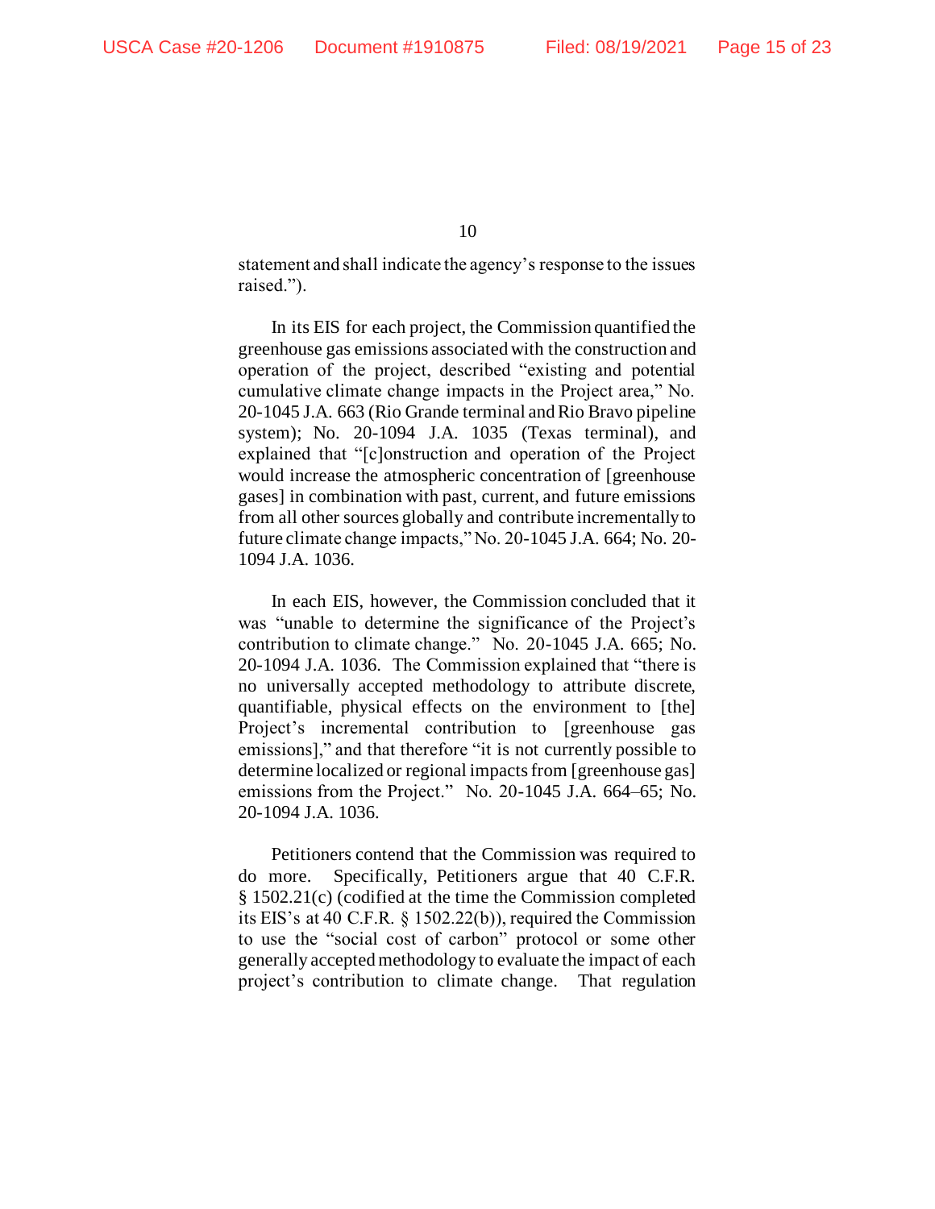statement and shall indicate the agency's response to the issues raised.").

In its EIS for each project, the Commission quantified the greenhouse gas emissions associated with the construction and operation of the project, described "existing and potential cumulative climate change impacts in the Project area," No. 20-1045 J.A. 663 (Rio Grande terminal and Rio Bravo pipeline system); No. 20-1094 J.A. 1035 (Texas terminal), and explained that "[c]onstruction and operation of the Project would increase the atmospheric concentration of [greenhouse gases] in combination with past, current, and future emissions from all other sources globally and contribute incrementally to future climate change impacts," No. 20-1045 J.A. 664; No. 20-1094 J.A. 1036.

In each EIS, however, the Commission concluded that it was "unable to determine the significance of the Project's contribution to climate change." No. 20-1045 J.A. 665; No. 20-1094 J.A. 1036. The Commission explained that "there is no universally accepted methodology to attribute discrete, quantifiable, physical effects on the environment to [the] Project's incremental contribution to [greenhouse gas emissions]," and that therefore "it is not currently possible to determine localized or regional impacts from [greenhouse gas] emissions from the Project." No. 20-1045 J.A. 664–65; No. 20-1094 J.A. 1036.

Petitioners contend that the Commission was required to do more. Specifically, Petitioners argue that 40 C.F.R. § 1502.21(c) (codified at the time the Commission completed its EIS's at 40 C.F.R. § 1502.22(b)), required the Commission to use the "social cost of carbon" protocol or some other generally accepted methodology to evaluate the impact of each project's contribution to climate change. That regulation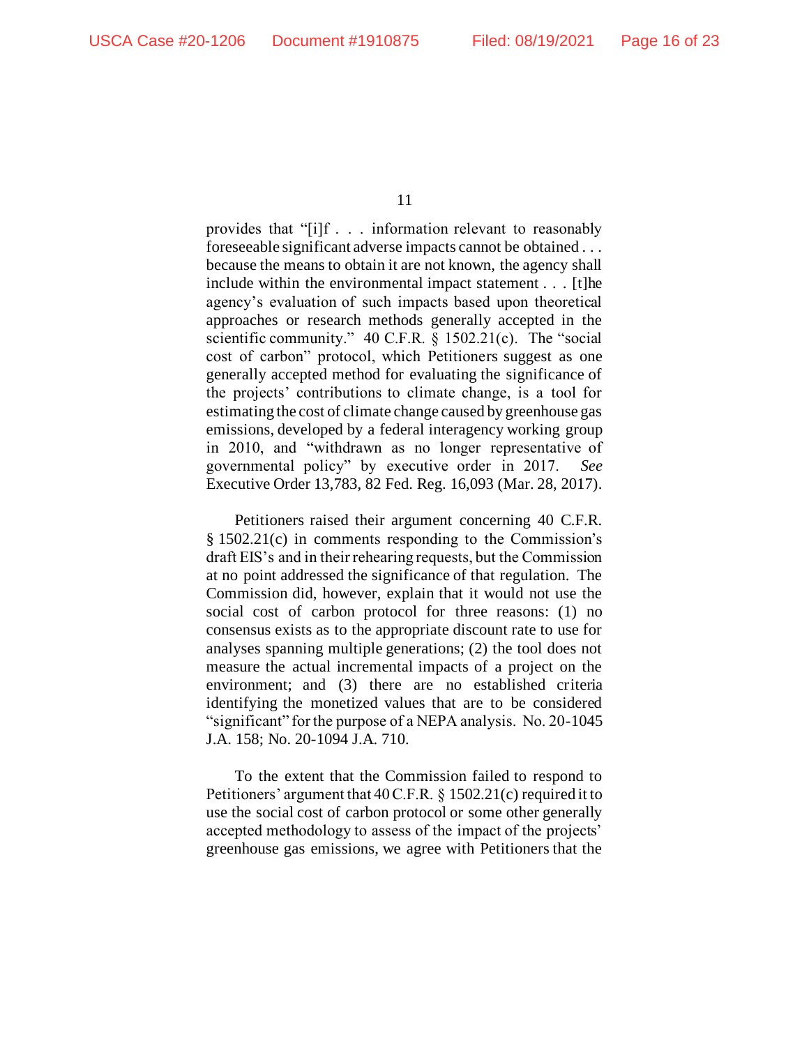provides that "[i]f . . . information relevant to reasonably foreseeable significant adverse impacts cannot be obtained . . . because the means to obtain it are not known, the agency shall include within the environmental impact statement . . . [t]he agency's evaluation of such impacts based upon theoretical approaches or research methods generally accepted in the scientific community." 40 C.F.R. § 1502.21(c). The "social cost of carbon" protocol, which Petitioners suggest as one generally accepted method for evaluating the significance of the projects' contributions to climate change, is a tool for estimating the cost of climate change caused by greenhouse gas emissions, developed by a federal interagency working group in 2010, and "withdrawn as no longer representative of governmental policy" by executive order in 2017. *See* Executive Order 13,783, 82 Fed. Reg. 16,093 (Mar. 28, 2017).

Petitioners raised their argument concerning 40 C.F.R. § 1502.21(c) in comments responding to the Commission's draft EIS's and in their rehearing requests, but the Commission at no point addressed the significance of that regulation. The Commission did, however, explain that it would not use the social cost of carbon protocol for three reasons: (1) no consensus exists as to the appropriate discount rate to use for analyses spanning multiple generations; (2) the tool does not measure the actual incremental impacts of a project on the environment; and (3) there are no established criteria identifying the monetized values that are to be considered "significant" for the purpose of a NEPA analysis. No. 20-1045 J.A. 158; No. 20-1094 J.A. 710.

To the extent that the Commission failed to respond to Petitioners' argument that 40 C.F.R. § 1502.21(c) required it to use the social cost of carbon protocol or some other generally accepted methodology to assess of the impact of the projects' greenhouse gas emissions, we agree with Petitioners that the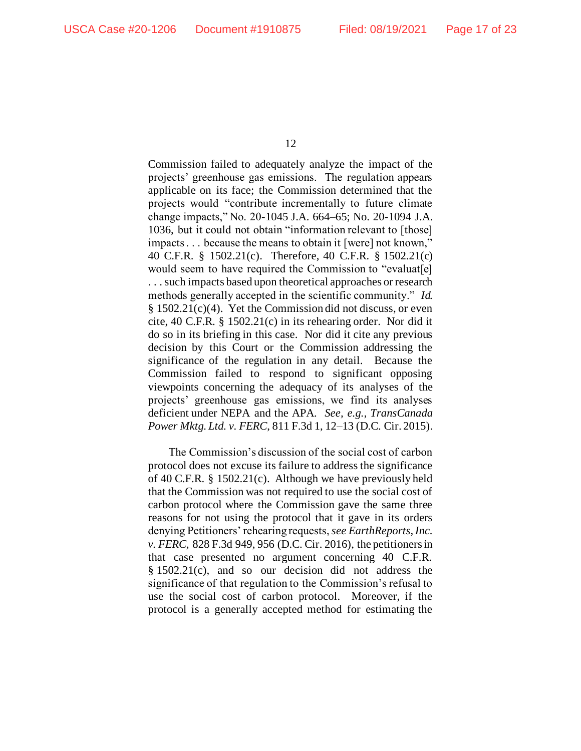Commission failed to adequately analyze the impact of the projects' greenhouse gas emissions. The regulation appears applicable on its face; the Commission determined that the projects would "contribute incrementally to future climate change impacts," No. 20-1045 J.A. 664–65; No. 20-1094 J.A. 1036, but it could not obtain "information relevant to [those] impacts . . . because the means to obtain it [were] not known," 40 C.F.R. § 1502.21(c). Therefore, 40 C.F.R. § 1502.21(c) would seem to have required the Commission to "evaluat[e] . . . such impacts based upon theoretical approaches or research methods generally accepted in the scientific community." *Id.* § 1502.21(c)(4). Yet the Commission did not discuss, or even cite, 40 C.F.R. § 1502.21(c) in its rehearing order. Nor did it do so in its briefing in this case. Nor did it cite any previous decision by this Court or the Commission addressing the significance of the regulation in any detail. Because the Commission failed to respond to significant opposing viewpoints concerning the adequacy of its analyses of the projects' greenhouse gas emissions, we find its analyses deficient under NEPA and the APA. *See, e.g.*, *TransCanada Power Mktg. Ltd. v. FERC*, 811 F.3d 1, 12–13 (D.C. Cir. 2015).

The Commission's discussion of the social cost of carbon protocol does not excuse its failure to address the significance of 40 C.F.R. § 1502.21(c). Although we have previously held that the Commission was not required to use the social cost of carbon protocol where the Commission gave the same three reasons for not using the protocol that it gave in its orders denying Petitioners' rehearing requests, *see EarthReports, Inc. v. FERC*, 828 F.3d 949, 956 (D.C. Cir. 2016), the petitioners in that case presented no argument concerning 40 C.F.R. § 1502.21(c), and so our decision did not address the significance of that regulation to the Commission's refusal to use the social cost of carbon protocol. Moreover, if the protocol is a generally accepted method for estimating the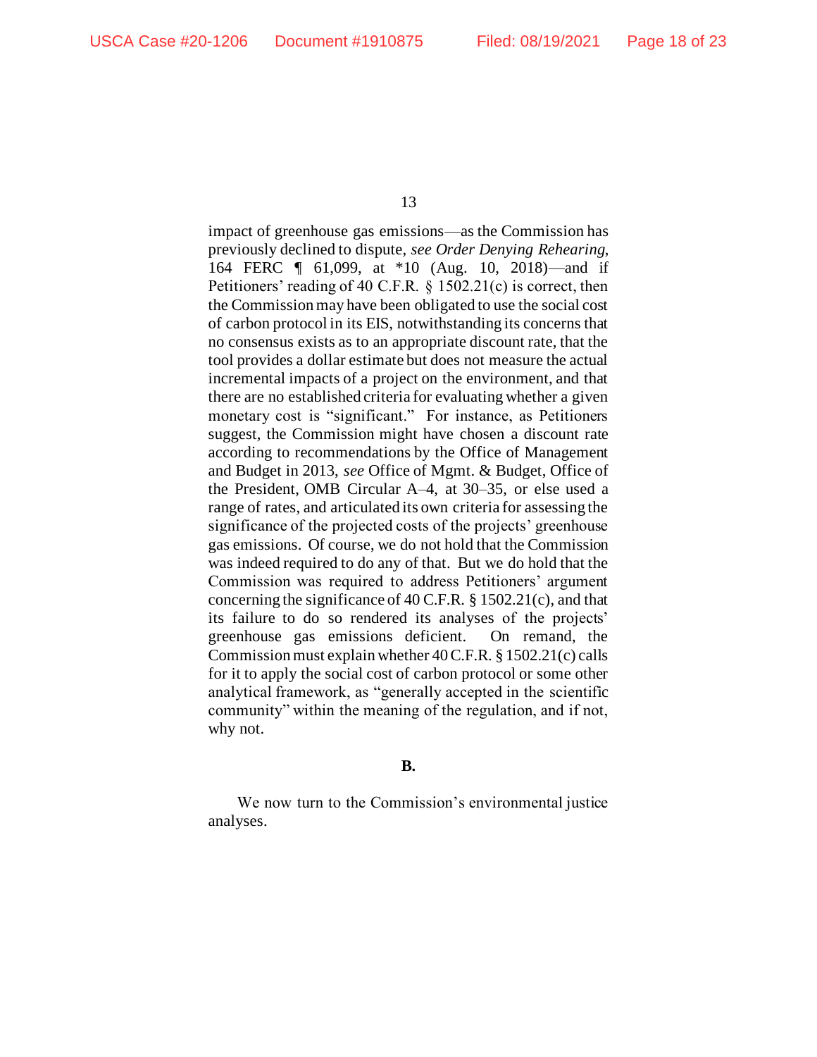impact of greenhouse gas emissions—as the Commission has previously declined to dispute, *see Order Denying Rehearing*, 164 FERC ¶ 61,099, at *10 (Aug. 10, 2018)—and if Petitioners' reading of 40 C.F.R. § 1502.21(c) is correct, then the Commission may have been obligated to use the social cost of carbon protocol in its EIS, notwithstanding its concerns that no consensus exists as to an appropriate discount rate, that the tool provides a dollar estimate but does not measure the actual incremental impacts of a project on the environment, and that there are no established criteria for evaluating whether a given monetary cost is "significant." For instance, as Petitioners suggest, the Commission might have chosen a discount rate according to recommendations by the Office of Management and Budget in 2013, *see* Office of Mgmt. & Budget, Office of the President, OMB Circular A–4, at 30–35, or else used a range of rates, and articulated its own criteria for assessing the significance of the projected costs of the projects' greenhouse gas emissions. Of course, we do not hold that the Commission was indeed required to do any of that. But we do hold that the Commission was required to address Petitioners' argument concerning the significance of 40 C.F.R. § 1502.21(c), and that its failure to do so rendered its analyses of the projects' greenhouse gas emissions deficient. On remand, the Commission must explain whether 40 C.F.R. § 1502.21(c) calls for it to apply the social cost of carbon protocol or some other analytical framework, as "generally accepted in the scientific community" within the meaning of the regulation, and if not, why not.

**B.**

We now turn to the Commission's environmental justice analyses.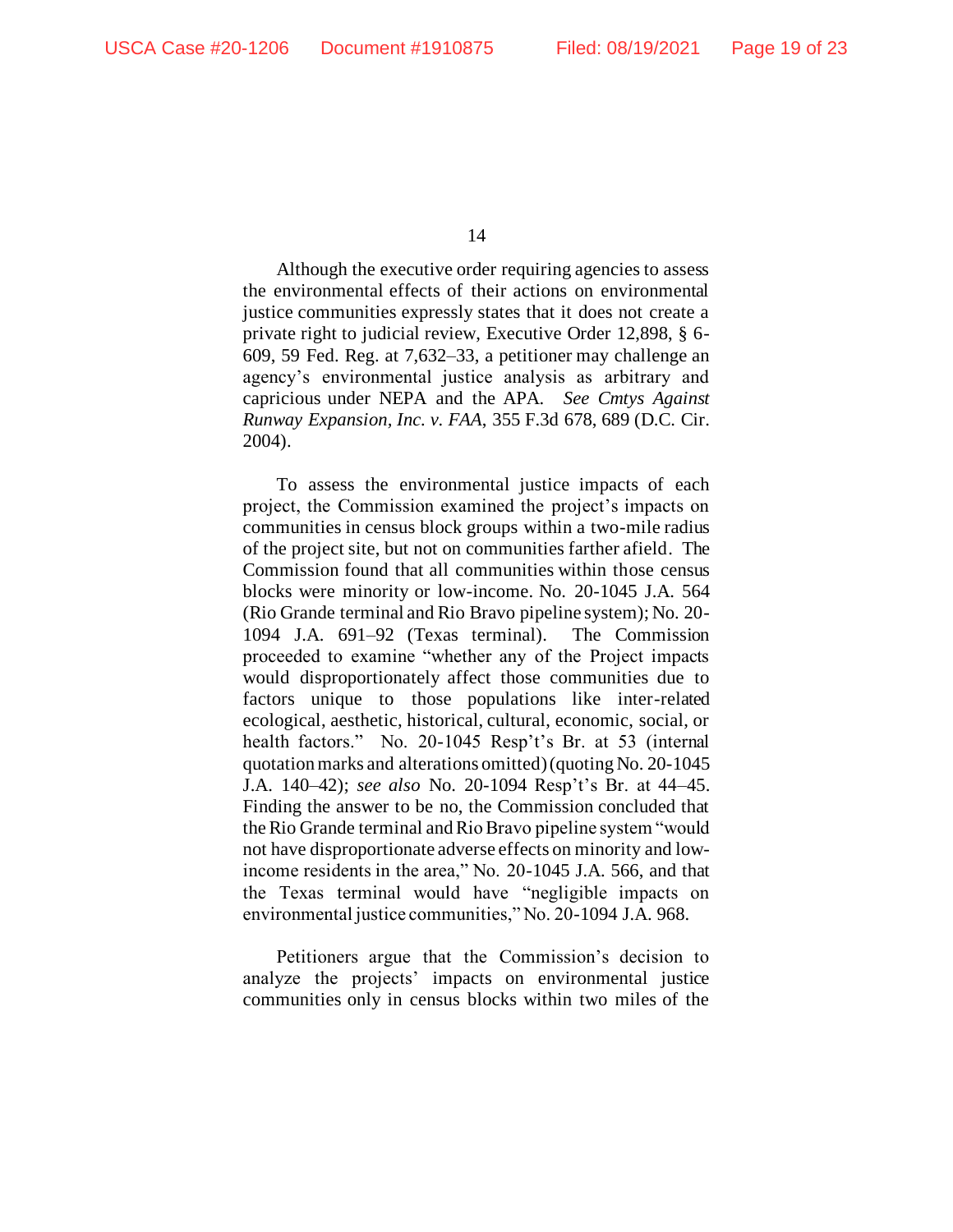Although the executive order requiring agencies to assess the environmental effects of their actions on environmental justice communities expressly states that it does not create a private right to judicial review, Executive Order 12,898, § 6-609, 59 Fed. Reg. at 7,632–33, a petitioner may challenge an agency's environmental justice analysis as arbitrary and capricious under NEPA and the APA. *See Cmtys Against Runway Expansion, Inc. v. FAA*, 355 F.3d 678, 689 (D.C. Cir. 2004).

To assess the environmental justice impacts of each project, the Commission examined the project's impacts on communities in census block groups within a two-mile radius of the project site, but not on communities farther afield. The Commission found that all communities within those census blocks were minority or low-income. No. 20-1045 J.A. 564 (Rio Grande terminal and Rio Bravo pipeline system); No. 20-1094 J.A. 691–92 (Texas terminal). The Commission proceeded to examine "whether any of the Project impacts would disproportionately affect those communities due to factors unique to those populations like inter-related ecological, aesthetic, historical, cultural, economic, social, or health factors." No. 20-1045 Resp't's Br. at 53 (internal quotation marks and alterations omitted) (quoting No. 20-1045 J.A. 140–42); *see also* No. 20-1094 Resp't's Br. at 44–45. Finding the answer to be no, the Commission concluded that the Rio Grande terminal and Rio Bravo pipeline system "would not have disproportionate adverse effects on minority and low-income residents in the area," No. 20-1045 J.A. 566, and that the Texas terminal would have "negligible impacts on environmental justice communities," No. 20-1094 J.A. 968.

Petitioners argue that the Commission's decision to analyze the projects' impacts on environmental justice communities only in census blocks within two miles of the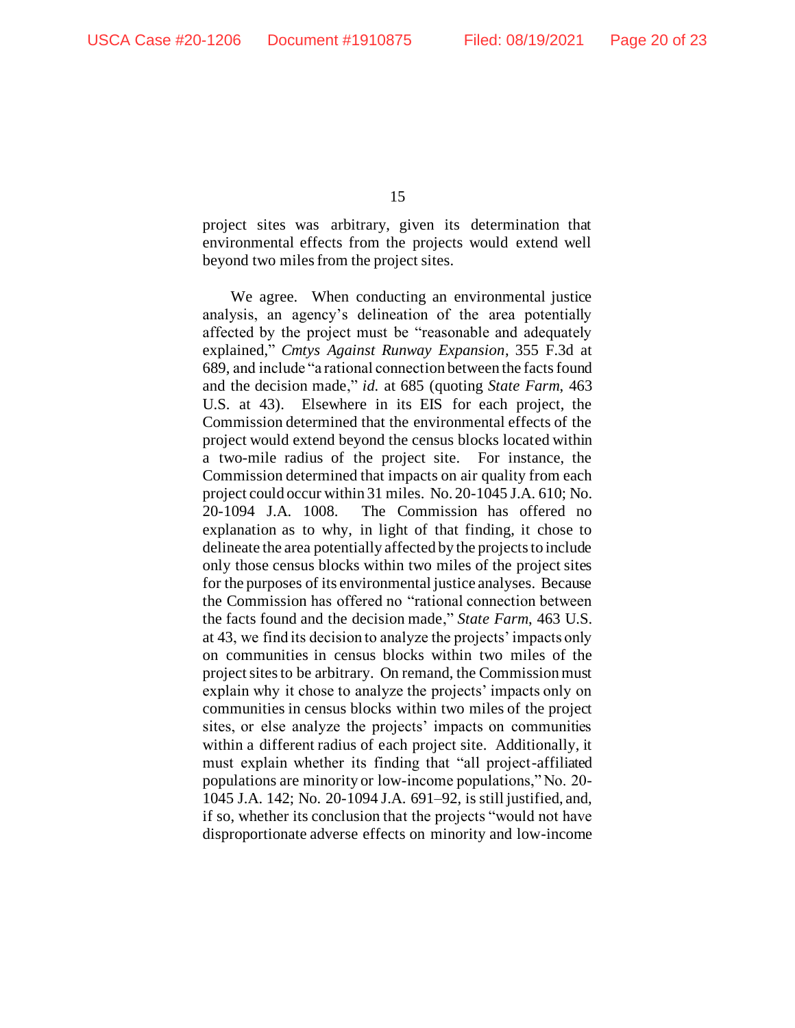project sites was arbitrary, given its determination that environmental effects from the projects would extend well beyond two miles from the project sites.

We agree. When conducting an environmental justice analysis, an agency's delineation of the area potentially affected by the project must be "reasonable and adequately explained," *Cmtys Against Runway Expansion*, 355 F.3d at 689, and include "a rational connection between the facts found and the decision made," *id.* at 685 (quoting *State Farm*, 463 U.S. at 43). Elsewhere in its EIS for each project, the Commission determined that the environmental effects of the project would extend beyond the census blocks located within a two-mile radius of the project site. For instance, the Commission determined that impacts on air quality from each project could occur within 31 miles. No. 20-1045 J.A. 610; No. 20-1094 J.A. 1008. The Commission has offered no explanation as to why, in light of that finding, it chose to delineate the area potentially affected by the projects to include only those census blocks within two miles of the project sites for the purposes of its environmental justice analyses. Because the Commission has offered no "rational connection between the facts found and the decision made," *State Farm*, 463 U.S. at 43, we find its decision to analyze the projects' impacts only on communities in census blocks within two miles of the project sites to be arbitrary. On remand, the Commission must explain why it chose to analyze the projects' impacts only on communities in census blocks within two miles of the project sites, or else analyze the projects' impacts on communities within a different radius of each project site. Additionally, it must explain whether its finding that "all project-affiliated populations are minority or low-income populations," No. 20-1045 J.A. 142; No. 20-1094 J.A. 691–92, is still justified, and, if so, whether its conclusion that the projects "would not have disproportionate adverse effects on minority and low-income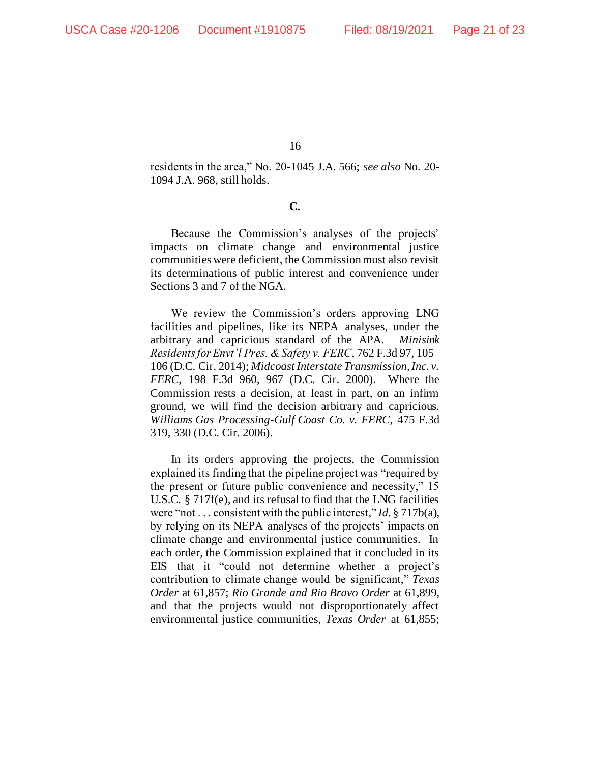residents in the area," No. 20-1045 J.A. 566; *see also* No. 20-1094 J.A. 968, still holds.

### C.

Because the Commission's analyses of the projects' impacts on climate change and environmental justice communities were deficient, the Commission must also revisit its determinations of public interest and convenience under Sections 3 and 7 of the NGA.

We review the Commission's orders approving LNG facilities and pipelines, like its NEPA analyses, under the arbitrary and capricious standard of the APA. *Minisink Residents for Envt'l Pres. & Safety v. FERC*, 762 F.3d 97, 105–106 (D.C. Cir. 2014); *Midcoast Interstate Transmission, Inc. v. FERC*, 198 F.3d 960, 967 (D.C. Cir. 2000). Where the Commission rests a decision, at least in part, on an infirm ground, we will find the decision arbitrary and capricious. *Williams Gas Processing-Gulf Coast Co. v. FERC*, 475 F.3d 319, 330 (D.C. Cir. 2006).

In its orders approving the projects, the Commission explained its finding that the pipeline project was "required by the present or future public convenience and necessity," 15 U.S.C. § 717f(e), and its refusal to find that the LNG facilities were "not . . . consistent with the public interest," *Id.* § 717b(a), by relying on its NEPA analyses of the projects' impacts on climate change and environmental justice communities. In each order, the Commission explained that it concluded in its EIS that it "could not determine whether a project's contribution to climate change would be significant," *Texas Order* at 61,857; *Rio Grande and Rio Bravo Order* at 61,899, and that the projects would not disproportionately affect environmental justice communities, *Texas Order* at 61,855;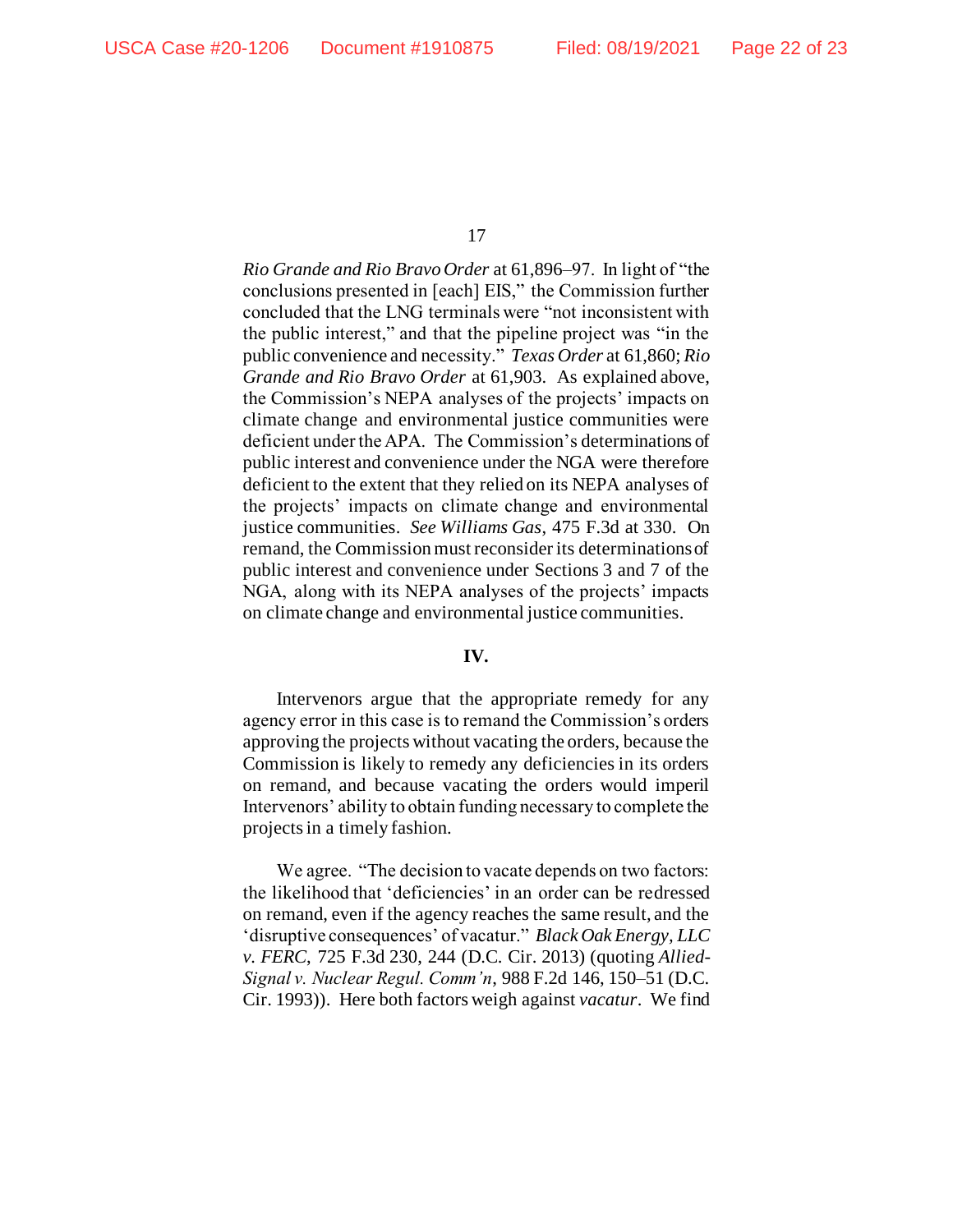*Rio Grande and Rio Bravo Order* at 61,896–97. In light of "the conclusions presented in [each] EIS," the Commission further concluded that the LNG terminals were "not inconsistent with the public interest," and that the pipeline project was "in the public convenience and necessity." *Texas Order* at 61,860; *Rio Grande and Rio Bravo Order* at 61,903. As explained above, the Commission's NEPA analyses of the projects' impacts on climate change and environmental justice communities were deficient under the APA. The Commission's determinations of public interest and convenience under the NGA were therefore deficient to the extent that they relied on its NEPA analyses of the projects' impacts on climate change and environmental justice communities. *See Williams Gas*, 475 F.3d at 330. On remand, the Commission must reconsider its determinations of public interest and convenience under Sections 3 and 7 of the NGA, along with its NEPA analyses of the projects' impacts on climate change and environmental justice communities.

## IV.

Intervenors argue that the appropriate remedy for any agency error in this case is to remand the Commission's orders approving the projects without vacating the orders, because the Commission is likely to remedy any deficiencies in its orders on remand, and because vacating the orders would imperil Intervenors' ability to obtain funding necessary to complete the projects in a timely fashion.

We agree. "The decision to vacate depends on two factors: the likelihood that 'deficiencies' in an order can be redressed on remand, even if the agency reaches the same result, and the 'disruptive consequences' of vacatur." *Black Oak Energy, LLC v. FERC*, 725 F.3d 230, 244 (D.C. Cir. 2013) (quoting *Allied-Signal v. Nuclear Regul. Comm'n*, 988 F.2d 146, 150–51 (D.C. Cir. 1993)). Here both factors weigh against *vacatur*. We find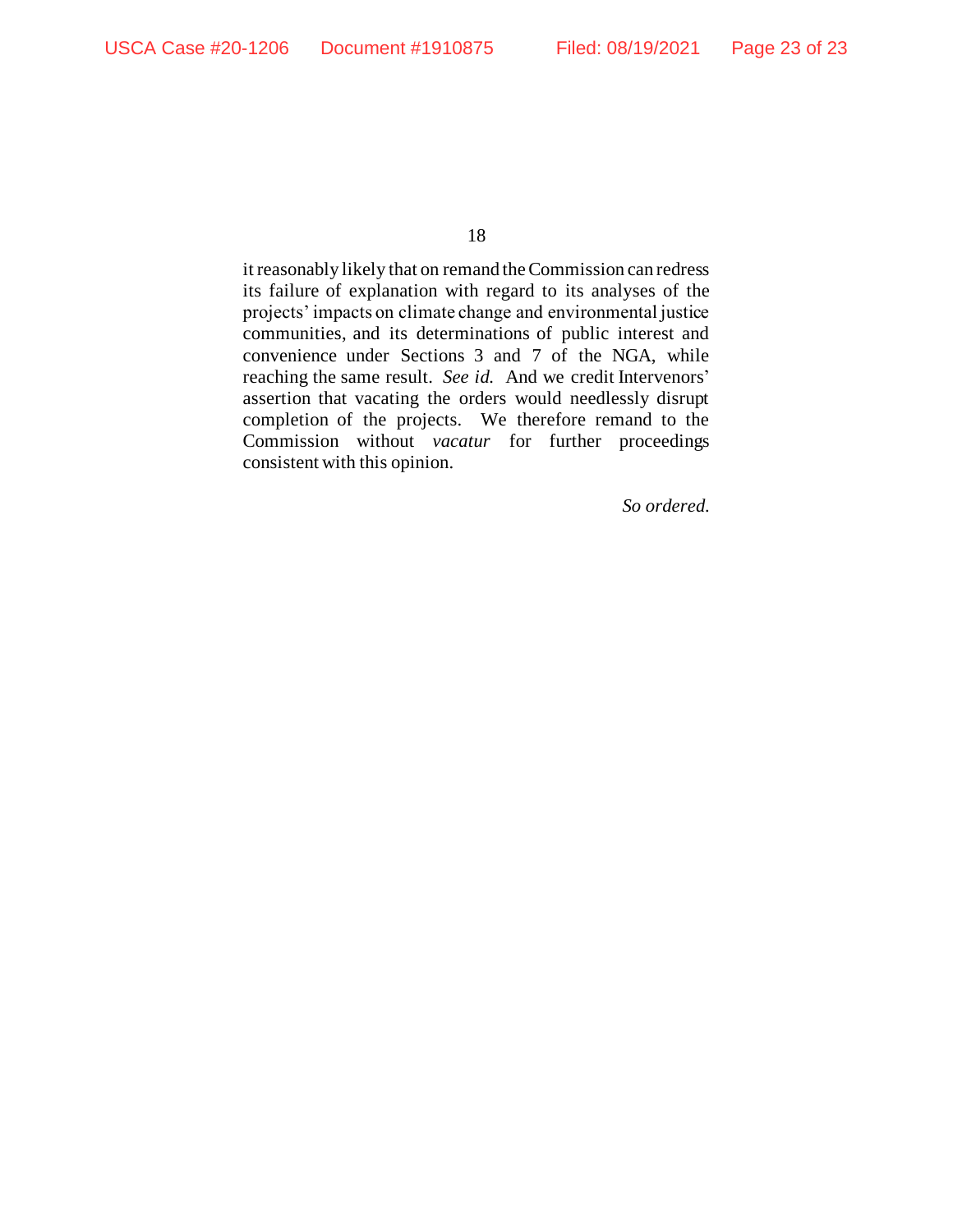it reasonably likely that on remand the Commission can redress its failure of explanation with regard to its analyses of the projects' impacts on climate change and environmental justice communities, and its determinations of public interest and convenience under Sections 3 and 7 of the NGA, while reaching the same result. *See id.* And we credit Intervenors' assertion that vacating the orders would needlessly disrupt completion of the projects. We therefore remand to the Commission without *vacatur* for further proceedings consistent with this opinion.

*So ordered.*